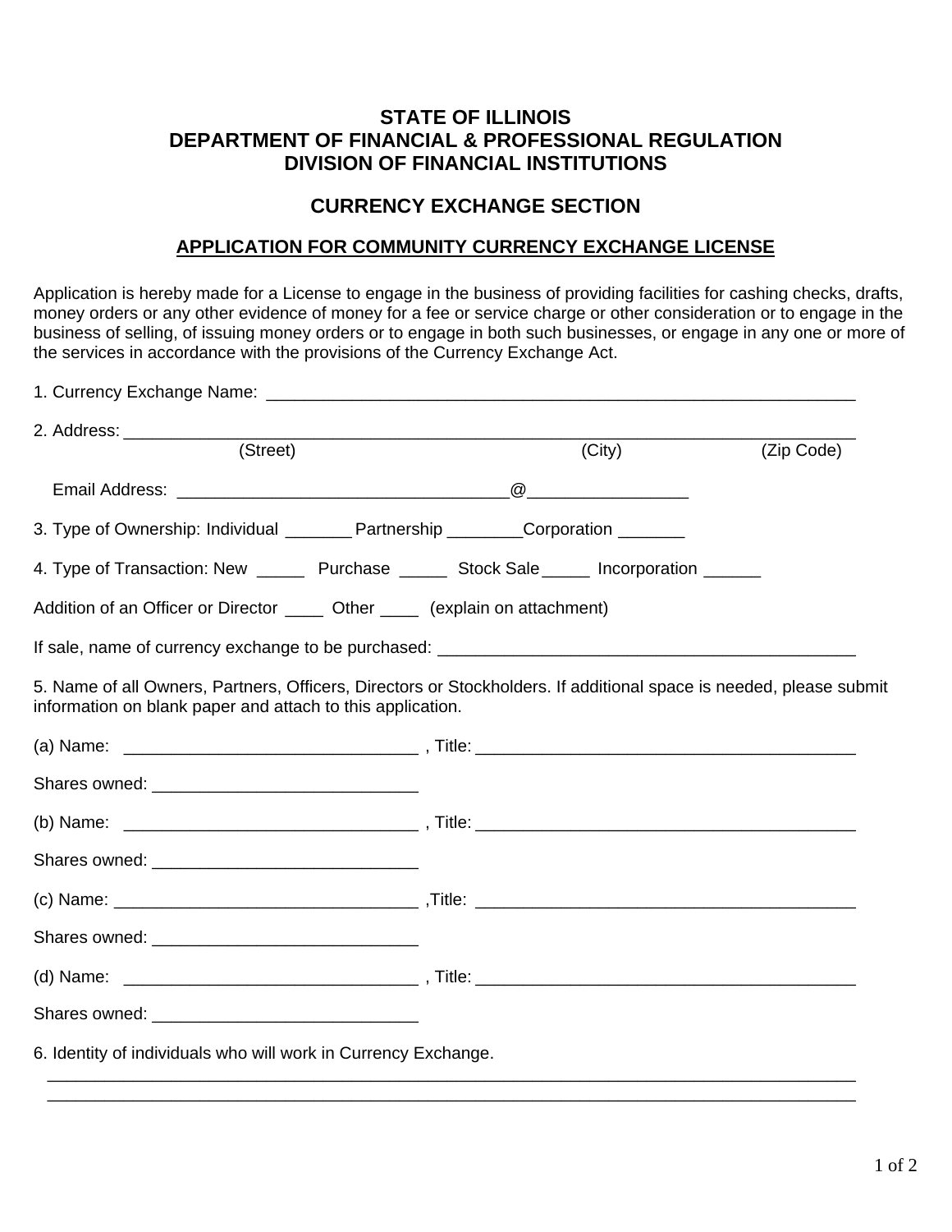# STATE OF ILLINOIS
# DEPARTMENT OF FINANCIAL & PROFESSIONAL REGULATION
# DIVISION OF FINANCIAL INSTITUTIONS

## CURRENCY EXCHANGE SECTION

### APPLICATION FOR COMMUNITY CURRENCY EXCHANGE LICENSE

Application is hereby made for a License to engage in the business of providing facilities for cashing checks, drafts, money orders or any other evidence of money for a fee or service charge or other consideration or to engage in the business of selling, of issuing money orders or to engage in both such businesses, or engage in any one or more of the services in accordance with the provisions of the Currency Exchange Act.

1. Currency Exchange Name: ________________________________________________________________

2. Address: ________________________________________________________________________________
   (Street) (City) (Zip Code)

   Email Address: ___________________________________@________________

3. Type of Ownership: Individual _______ Partnership ________ Corporation _______

4. Type of Transaction: New _____ Purchase _____ Stock Sale _____ Incorporation ______

Addition of an Officer or Director ____ Other ____ (explain on attachment)

If sale, name of currency exchange to be purchased: _____________________________________________

5. Name of all Owners, Partners, Officers, Directors or Stockholders. If additional space is needed, please submit information on blank paper and attach to this application.

(a) Name: _______________________________ , Title: ________________________________________

Shares owned: ____________________________

(b) Name: _______________________________ , Title: ________________________________________

Shares owned: ____________________________

(c) Name: _______________________________ ,Title: ________________________________________

Shares owned: ____________________________

(d) Name: _______________________________ , Title: ________________________________________

Shares owned: ____________________________

6. Identity of individuals who will work in Currency Exchange.

_________________________________________________________________________________________

_________________________________________________________________________________________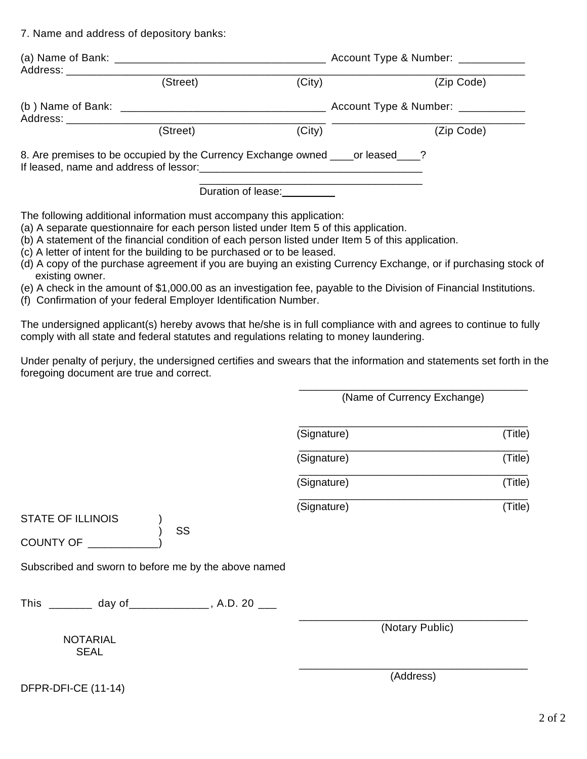7. Name and address of depository banks:

(a) Name of Bank: ___________________________________ Account Type & Number: ___________
Address: ___________________________________________________________________________
(Street) (City) (Zip Code)

(b ) Name of Bank: ___________________________________ Account Type & Number: ___________
Address: ___________________________________________ ________________________________
(Street) (City) (Zip Code)

8. Are premises to be occupied by the Currency Exchange owned ____or leased____?
If leased, name and address of lessor:______________________________________
______________________________________
Duration of lease:_________

The following additional information must accompany this application:

(a) A separate questionnaire for each person listed under Item 5 of this application.
(b) A statement of the financial condition of each person listed under Item 5 of this application.
(c) A letter of intent for the building to be purchased or to be leased.
(d) A copy of the purchase agreement if you are buying an existing Currency Exchange, or if purchasing stock of existing owner.
(e) A check in the amount of $1,000.00 as an investigation fee, payable to the Division of Financial Institutions.
(f) Confirmation of your federal Employer Identification Number.

The undersigned applicant(s) hereby avows that he/she is in full compliance with and agrees to continue to fully comply with all state and federal statutes and regulations relating to money laundering.

Under penalty of perjury, the undersigned certifies and swears that the information and statements set forth in the foregoing document are true and correct.

________________________________________
(Name of Currency Exchange)

________________________________________
(Signature) (Title)

________________________________________
(Signature) (Title)

________________________________________
(Signature) (Title)

________________________________________
(Signature) (Title)

STATE OF ILLINOIS )
) SS
COUNTY OF ___________)

Subscribed and sworn to before me by the above named

This _______ day of_____________, A.D. 20 ___

________________________________________
(Notary Public)

NOTARIAL
SEAL

________________________________________
(Address)

DFPR-DFI-CE (11-14)